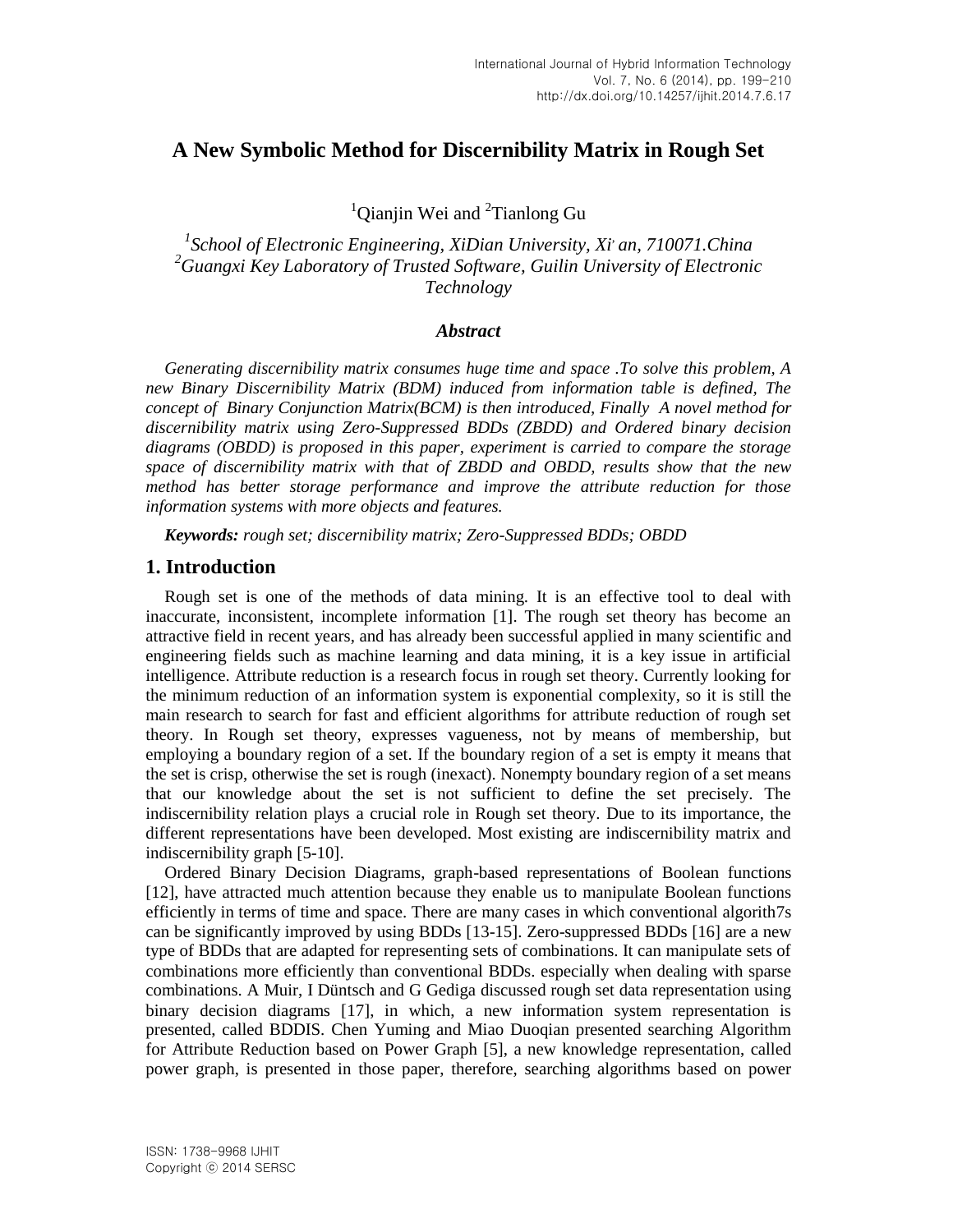# A New Symbolic Method for Discernibility Matrix in Rough Set

[1]Qianjin Wei and [2]Tianlong Gu

[1]*School of Electronic Engineering, XiDian University, Xi' an, 710071.China*
[2]*Guangxi Key Laboratory of Trusted Software, Guilin University of Electronic Technology*

### *Abstract*

*Generating discernibility matrix consumes huge time and space .To solve this problem, A new Binary Discernibility Matrix (BDM) induced from information table is defined, The concept of Binary Conjunction Matrix(BCM) is then introduced, Finally A novel method for discernibility matrix using Zero-Suppressed BDDs (ZBDD) and Ordered binary decision diagrams (OBDD) is proposed in this paper, experiment is carried to compare the storage space of discernibility matrix with that of ZBDD and OBDD, results show that the new method has better storage performance and improve the attribute reduction for those information systems with more objects and features.*

***Keywords:*** *rough set; discernibility matrix; Zero-Suppressed BDDs; OBDD*

## 1. Introduction

Rough set is one of the methods of data mining. It is an effective tool to deal with inaccurate, inconsistent, incomplete information [1]. The rough set theory has become an attractive field in recent years, and has already been successful applied in many scientific and engineering fields such as machine learning and data mining, it is a key issue in artificial intelligence. Attribute reduction is a research focus in rough set theory. Currently looking for the minimum reduction of an information system is exponential complexity, so it is still the main research to search for fast and efficient algorithms for attribute reduction of rough set theory. In Rough set theory, expresses vagueness, not by means of membership, but employing a boundary region of a set. If the boundary region of a set is empty it means that the set is crisp, otherwise the set is rough (inexact). Nonempty boundary region of a set means that our knowledge about the set is not sufficient to define the set precisely. The indiscernibility relation plays a crucial role in Rough set theory. Due to its importance, the different representations have been developed. Most existing are indiscernibility matrix and indiscernibility graph [5-10].

Ordered Binary Decision Diagrams, graph-based representations of Boolean functions [12], have attracted much attention because they enable us to manipulate Boolean functions efficiently in terms of time and space. There are many cases in which conventional algorith7s can be significantly improved by using BDDs [13-15]. Zero-suppressed BDDs [16] are a new type of BDDs that are adapted for representing sets of combinations. It can manipulate sets of combinations more efficiently than conventional BDDs. especially when dealing with sparse combinations. A Muir, I Düntsch and G Gediga discussed rough set data representation using binary decision diagrams [17], in which, a new information system representation is presented, called BDDIS. Chen Yuming and Miao Duoqian presented searching Algorithm for Attribute Reduction based on Power Graph [5], a new knowledge representation, called power graph, is presented in those paper, therefore, searching algorithms based on power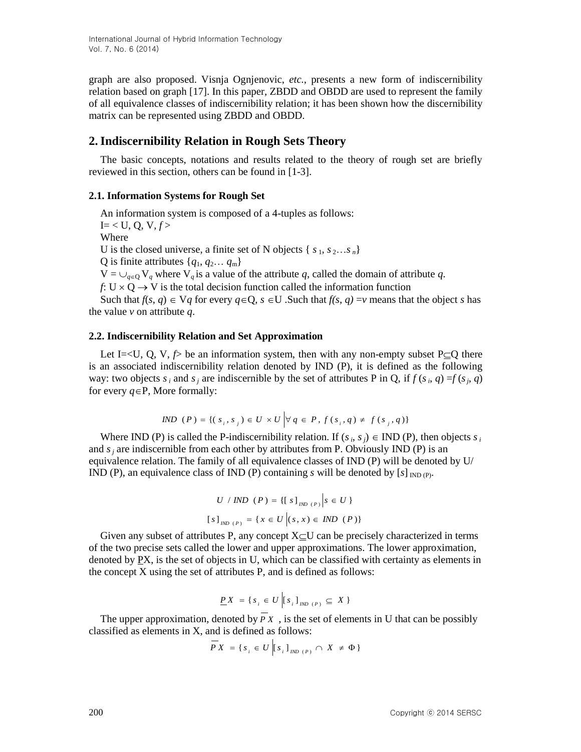graph are also proposed. Visnja Ognjenovic, *etc.*, presents a new form of indiscernibility relation based on graph [17]. In this paper, ZBDD and OBDD are used to represent the family of all equivalence classes of indiscernibility relation; it has been shown how the discernibility matrix can be represented using ZBDD and OBDD.

## 2. Indiscernibility Relation in Rough Sets Theory

The basic concepts, notations and results related to the theory of rough set are briefly reviewed in this section, others can be found in [1-3].

### 2.1. Information Systems for Rough Set

An information system is composed of a 4-tuples as follows:

I= < U, Q, V, *f* >

Where

U is the closed universe, a finite set of N objects { $s_1, s_2 \ldots s_n$}

Q is finite attributes {$q_1, q_2 \ldots q_m$}

$V = \cup_{q \in Q} V_q$ where $V_q$ is a value of the attribute *q*, called the domain of attribute *q*.

$f$: $U \times Q \rightarrow V$ is the total decision function called the information function

Such that $f(s, q) \in Vq$ for every $q \in Q$, $s \in U$ .Such that $f(s, q) = v$ means that the object *s* has the value *v* on attribute *q*.

### 2.2. Indiscernibility Relation and Set Approximation

Let I=<U, Q, V, *f*> be an information system, then with any non-empty subset $P \subseteq Q$ there is an associated indiscernibility relation denoted by IND (P), it is defined as the following way: two objects $s_i$ and $s_j$ are indiscernible by the set of attributes P in Q, if $f(s_i, q) = f(s_j, q)$ for every $q \in P$, More formally:

$$IND\ (P) = \{(s_i, s_j) \in U \times U \,|\, \forall q \in P,\ f(s_i, q) \neq f(s_j, q)\}$$

Where IND (P) is called the P-indiscernibility relation. If $(s_i, s_j) \in$ IND (P), then objects $s_i$ and $s_j$ are indiscernible from each other by attributes from P. Obviously IND (P) is an equivalence relation. The family of all equivalence classes of IND (P) will be denoted by U/ IND (P), an equivalence class of IND (P) containing *s* will be denoted by $[s]_{IND(P)}$.

$$U \ / \ IND\ (P) = \{[s]_{IND\ (P)} \,|\, s \in U\}$$

$$[s]_{IND\ (P)} = \{x \in U \,|\, (s, x) \in IND\ (P)\}$$

Given any subset of attributes P, any concept $X \subseteq U$ can be precisely characterized in terms of the two precise sets called the lower and upper approximations. The lower approximation, denoted by $\underline{P}X$, is the set of objects in U, which can be classified with certainty as elements in the concept X using the set of attributes P, and is defined as follows:

$$\underline{P}X = \{s_i \in U \,|\, [s_i]_{IND\ (P)} \subseteq X\}$$

The upper approximation, denoted by $\overline{P}X$ , is the set of elements in U that can be possibly classified as elements in X, and is defined as follows:

$$\overline{P}X = \{s_i \in U \,|\, [s_i]_{IND\ (P)} \cap X \neq \Phi\}$$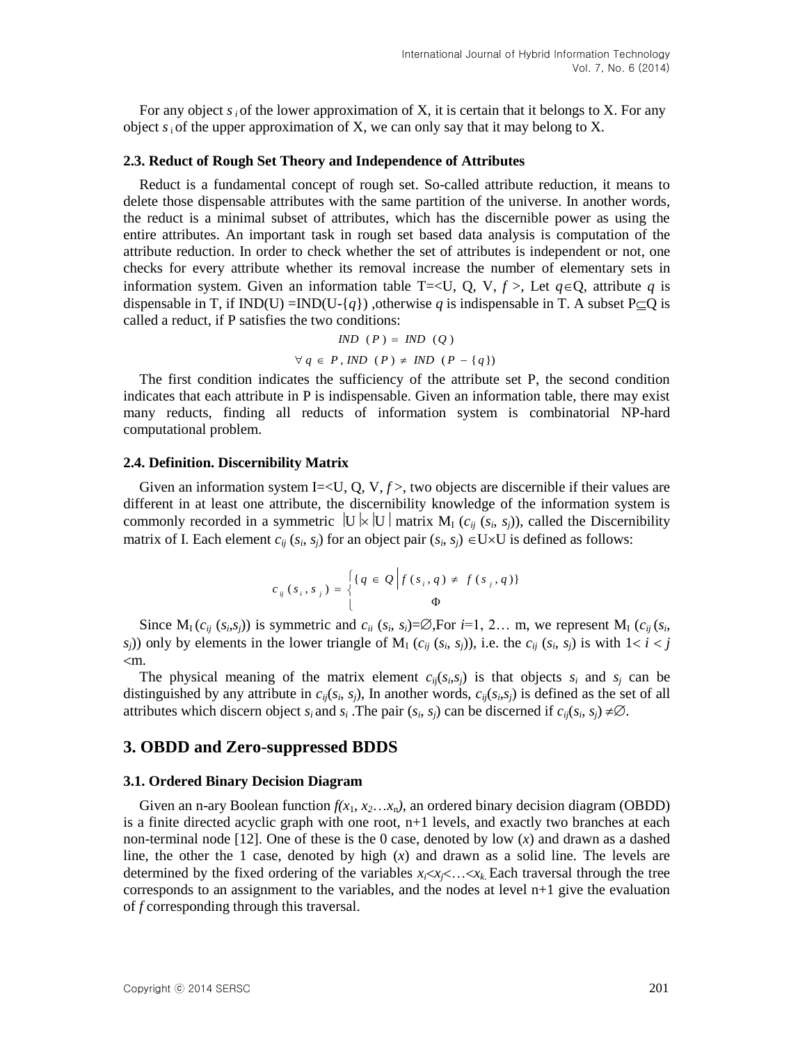For any object $s_i$ of the lower approximation of X, it is certain that it belongs to X. For any object $s_i$ of the upper approximation of X, we can only say that it may belong to X.

### 2.3. Reduct of Rough Set Theory and Independence of Attributes

Reduct is a fundamental concept of rough set. So-called attribute reduction, it means to delete those dispensable attributes with the same partition of the universe. In another words, the reduct is a minimal subset of attributes, which has the discernible power as using the entire attributes. An important task in rough set based data analysis is computation of the attribute reduction. In order to check whether the set of attributes is independent or not, one checks for every attribute whether its removal increase the number of elementary sets in information system. Given an information table T=<U, Q, V, $f$ >, Let $q \in$Q, attribute $q$ is dispensable in T, if IND(U) =IND(U-{$q$}) ,otherwise $q$ is indispensable in T. A subset P$\subseteq$Q is called a reduct, if P satisfies the two conditions:

$$IND\ (P) = IND\ (Q)$$

$$\forall q \in P, IND\ (P) \neq IND\ (P - \{q\})$$

The first condition indicates the sufficiency of the attribute set P, the second condition indicates that each attribute in P is indispensable. Given an information table, there may exist many reducts, finding all reducts of information system is combinatorial NP-hard computational problem.

### 2.4. Definition. Discernibility Matrix

Given an information system I=<U, Q, V, $f$ >, two objects are discernible if their values are different in at least one attribute, the discernibility knowledge of the information system is commonly recorded in a symmetric $|U| \times |U|$ matrix $M_I$ ($c_{ij}$ ($s_i$, $s_j$)), called the Discernibility matrix of I. Each element $c_{ij}$ ($s_i$, $s_j$) for an object pair ($s_i$, $s_j$) $\in$U$\times$U is defined as follows:

$$c_{ij}(s_i, s_j) = \begin{cases} \{q \in Q \mid f(s_i, q) \neq f(s_j, q)\} \\ \Phi \end{cases}$$

Since $M_I$ ($c_{ij}$ ($s_i$,$s_j$)) is symmetric and $c_{ii}$ ($s_i$, $s_i$)=$\emptyset$,For $i$=1, 2… m, we represent $M_I$ ($c_{ij}$ ($s_i$, $s_j$)) only by elements in the lower triangle of $M_I$ ($c_{ij}$ ($s_i$, $s_j$)), i.e. the $c_{ij}$ ($s_i$, $s_j$) is with $1< i < j <$m.

The physical meaning of the matrix element $c_{ij}$($s_i$,$s_j$) is that objects $s_i$ and $s_j$ can be distinguished by any attribute in $c_{ij}$($s_i$, $s_j$), In another words, $c_{ij}$($s_i$,$s_j$) is defined as the set of all attributes which discern object $s_i$ and $s_i$ .The pair ($s_i$, $s_j$) can be discerned if $c_{ij}$($s_i$, $s_j$) $\neq\emptyset$.

## 3. OBDD and Zero-suppressed BDDS

### 3.1. Ordered Binary Decision Diagram

Given an n-ary Boolean function $f(x_1, x_2 \ldots x_n)$, an ordered binary decision diagram (OBDD) is a finite directed acyclic graph with one root, n+1 levels, and exactly two branches at each non-terminal node [12]. One of these is the 0 case, denoted by low ($x$) and drawn as a dashed line, the other the 1 case, denoted by high ($x$) and drawn as a solid line. The levels are determined by the fixed ordering of the variables $x_i$<$x_j$<…<$x_k$. Each traversal through the tree corresponds to an assignment to the variables, and the nodes at level n+1 give the evaluation of $f$ corresponding through this traversal.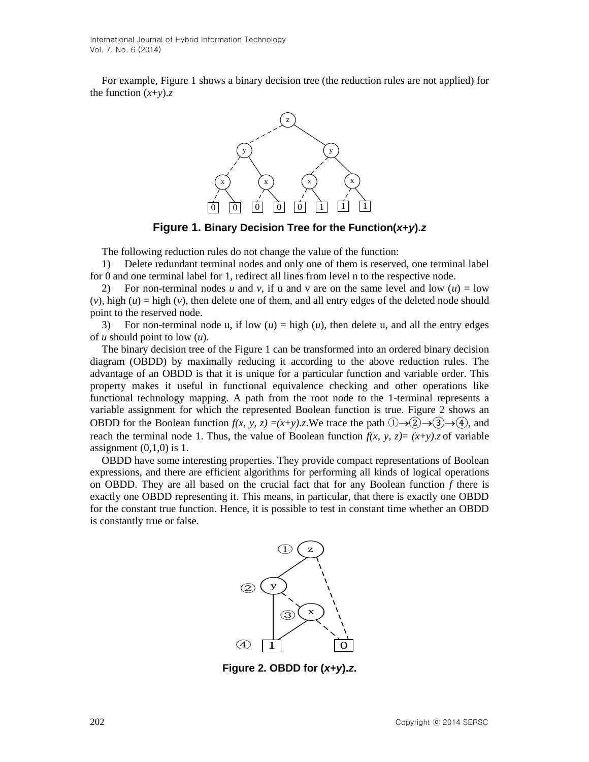For example, Figure 1 shows a binary decision tree (the reduction rules are not applied) for the function $(x+y).z$

**Figure 1. Binary Decision Tree for the Function$(x+y).z$**

The following reduction rules do not change the value of the function:

1) Delete redundant terminal nodes and only one of them is reserved, one terminal label for 0 and one terminal label for 1, redirect all lines from level n to the respective node.

2) For non-terminal nodes $u$ and $v$, if u and v are on the same level and low $(u)$ = low $(v)$, high $(u)$ = high $(v)$, then delete one of them, and all entry edges of the deleted node should point to the reserved node.

3) For non-terminal node u, if low $(u)$ = high $(u)$, then delete u, and all the entry edges of $u$ should point to low $(u)$.

The binary decision tree of the Figure 1 can be transformed into an ordered binary decision diagram (OBDD) by maximally reducing it according to the above reduction rules. The advantage of an OBDD is that it is unique for a particular function and variable order. This property makes it useful in functional equivalence checking and other operations like functional technology mapping. A path from the root node to the 1-terminal represents a variable assignment for which the represented Boolean function is true. Figure 2 shows an OBDD for the Boolean function $f(x, y, z) =(x+y).z$.We trace the path ①→②→③→④, and reach the terminal node 1. Thus, the value of Boolean function $f(x, y, z)= (x+y).z$ of variable assignment (0,1,0) is 1.

OBDD have some interesting properties. They provide compact representations of Boolean expressions, and there are efficient algorithms for performing all kinds of logical operations on OBDD. They are all based on the crucial fact that for any Boolean function $f$ there is exactly one OBDD representing it. This means, in particular, that there is exactly one OBDD for the constant true function. Hence, it is possible to test in constant time whether an OBDD is constantly true or false.

**Figure 2. OBDD for $(x+y).z$.**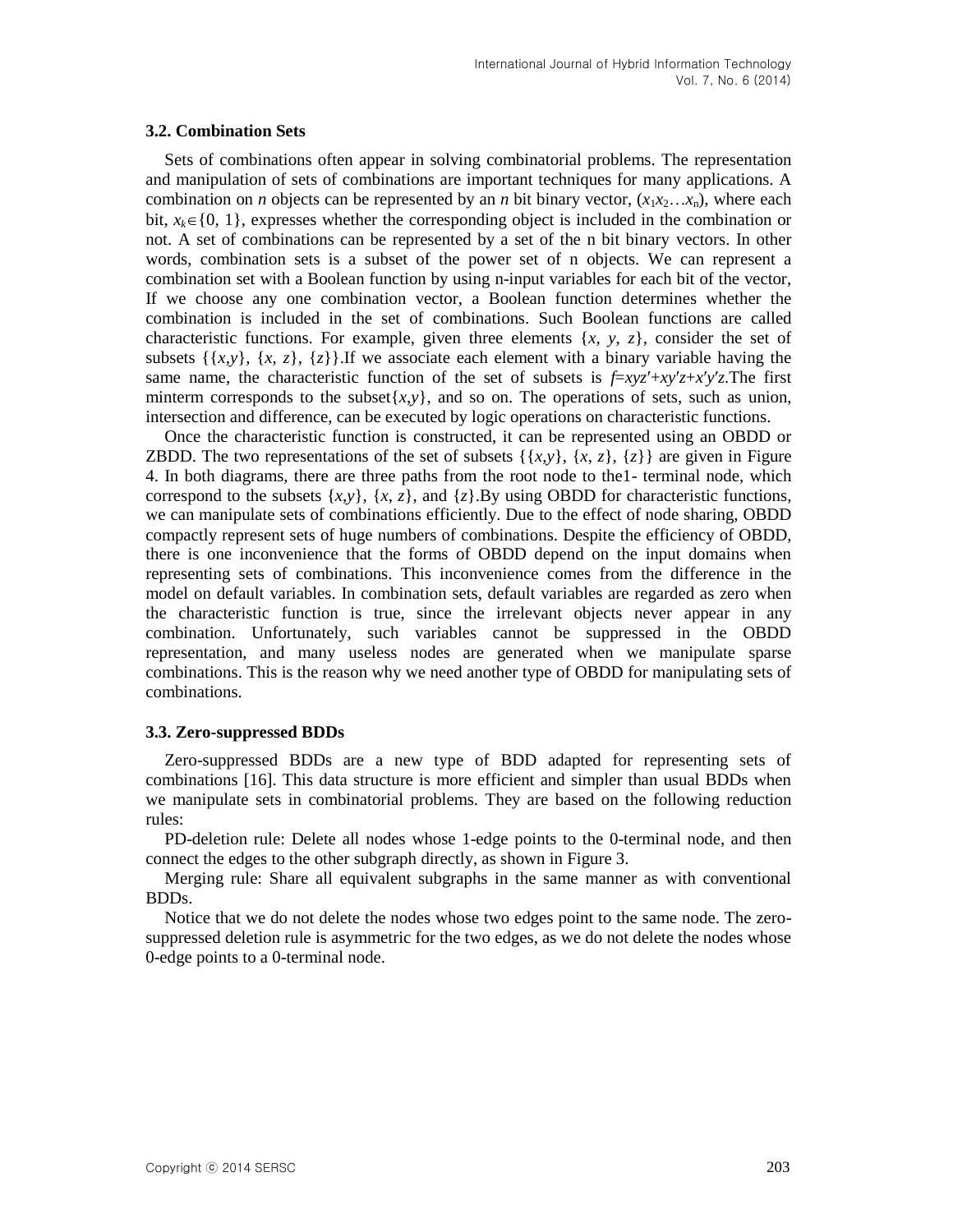### 3.2. Combination Sets

Sets of combinations often appear in solving combinatorial problems. The representation and manipulation of sets of combinations are important techniques for many applications. A combination on *n* objects can be represented by an *n* bit binary vector, $(x_1x_2\ldots x_n)$, where each bit, $x_k\in\{0, 1\}$, expresses whether the corresponding object is included in the combination or not. A set of combinations can be represented by a set of the n bit binary vectors. In other words, combination sets is a subset of the power set of n objects. We can represent a combination set with a Boolean function by using n-input variables for each bit of the vector, If we choose any one combination vector, a Boolean function determines whether the combination is included in the set of combinations. Such Boolean functions are called characteristic functions. For example, given three elements $\{x, y, z\}$, consider the set of subsets $\{\{x,y\}, \{x, z\}, \{z\}\}$.If we associate each element with a binary variable having the same name, the characteristic function of the set of subsets is $f=xyz'+xy'z+x'y'z$.The first minterm corresponds to the subset$\{x,y\}$, and so on. The operations of sets, such as union, intersection and difference, can be executed by logic operations on characteristic functions.

Once the characteristic function is constructed, it can be represented using an OBDD or ZBDD. The two representations of the set of subsets $\{\{x,y\}, \{x, z\}, \{z\}\}$ are given in Figure 4. In both diagrams, there are three paths from the root node to the1- terminal node, which correspond to the subsets $\{x,y\}$, $\{x, z\}$, and $\{z\}$.By using OBDD for characteristic functions, we can manipulate sets of combinations efficiently. Due to the effect of node sharing, OBDD compactly represent sets of huge numbers of combinations. Despite the efficiency of OBDD, there is one inconvenience that the forms of OBDD depend on the input domains when representing sets of combinations. This inconvenience comes from the difference in the model on default variables. In combination sets, default variables are regarded as zero when the characteristic function is true, since the irrelevant objects never appear in any combination. Unfortunately, such variables cannot be suppressed in the OBDD representation, and many useless nodes are generated when we manipulate sparse combinations. This is the reason why we need another type of OBDD for manipulating sets of combinations.

### 3.3. Zero-suppressed BDDs

Zero-suppressed BDDs are a new type of BDD adapted for representing sets of combinations [16]. This data structure is more efficient and simpler than usual BDDs when we manipulate sets in combinatorial problems. They are based on the following reduction rules:

PD-deletion rule: Delete all nodes whose 1-edge points to the 0-terminal node, and then connect the edges to the other subgraph directly, as shown in Figure 3.

Merging rule: Share all equivalent subgraphs in the same manner as with conventional BDDs.

Notice that we do not delete the nodes whose two edges point to the same node. The zero-suppressed deletion rule is asymmetric for the two edges, as we do not delete the nodes whose 0-edge points to a 0-terminal node.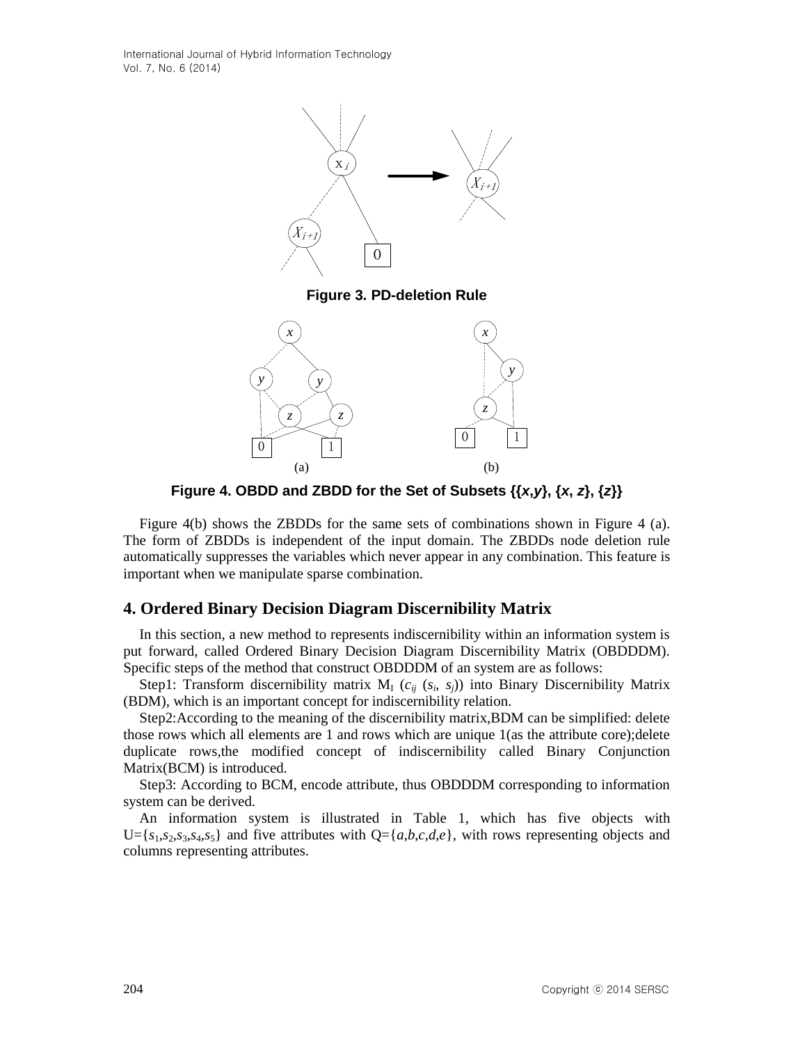**Figure 3. PD-deletion Rule**

**Figure 4. OBDD and ZBDD for the Set of Subsets {{*x*,*y*}, {*x*, *z*}, {*z*}}**

Figure 4(b) shows the ZBDDs for the same sets of combinations shown in Figure 4 (a). The form of ZBDDs is independent of the input domain. The ZBDDs node deletion rule automatically suppresses the variables which never appear in any combination. This feature is important when we manipulate sparse combination.

## 4. Ordered Binary Decision Diagram Discernibility Matrix

In this section, a new method to represents indiscernibility within an information system is put forward, called Ordered Binary Decision Diagram Discernibility Matrix (OBDDDM). Specific steps of the method that construct OBDDDM of an system are as follows:

Step1: Transform discernibility matrix $M_I$ ($c_{ij}$ ($s_i$, $s_j$)) into Binary Discernibility Matrix (BDM), which is an important concept for indiscernibility relation.

Step2:According to the meaning of the discernibility matrix,BDM can be simplified: delete those rows which all elements are 1 and rows which are unique 1(as the attribute core);delete duplicate rows,the modified concept of indiscernibility called Binary Conjunction Matrix(BCM) is introduced.

Step3: According to BCM, encode attribute, thus OBDDDM corresponding to information system can be derived.

An information system is illustrated in Table 1, which has five objects with U={$s_1$,$s_2$,$s_3$,$s_4$,$s_5$} and five attributes with Q={*a*,*b*,*c*,*d*,*e*}, with rows representing objects and columns representing attributes.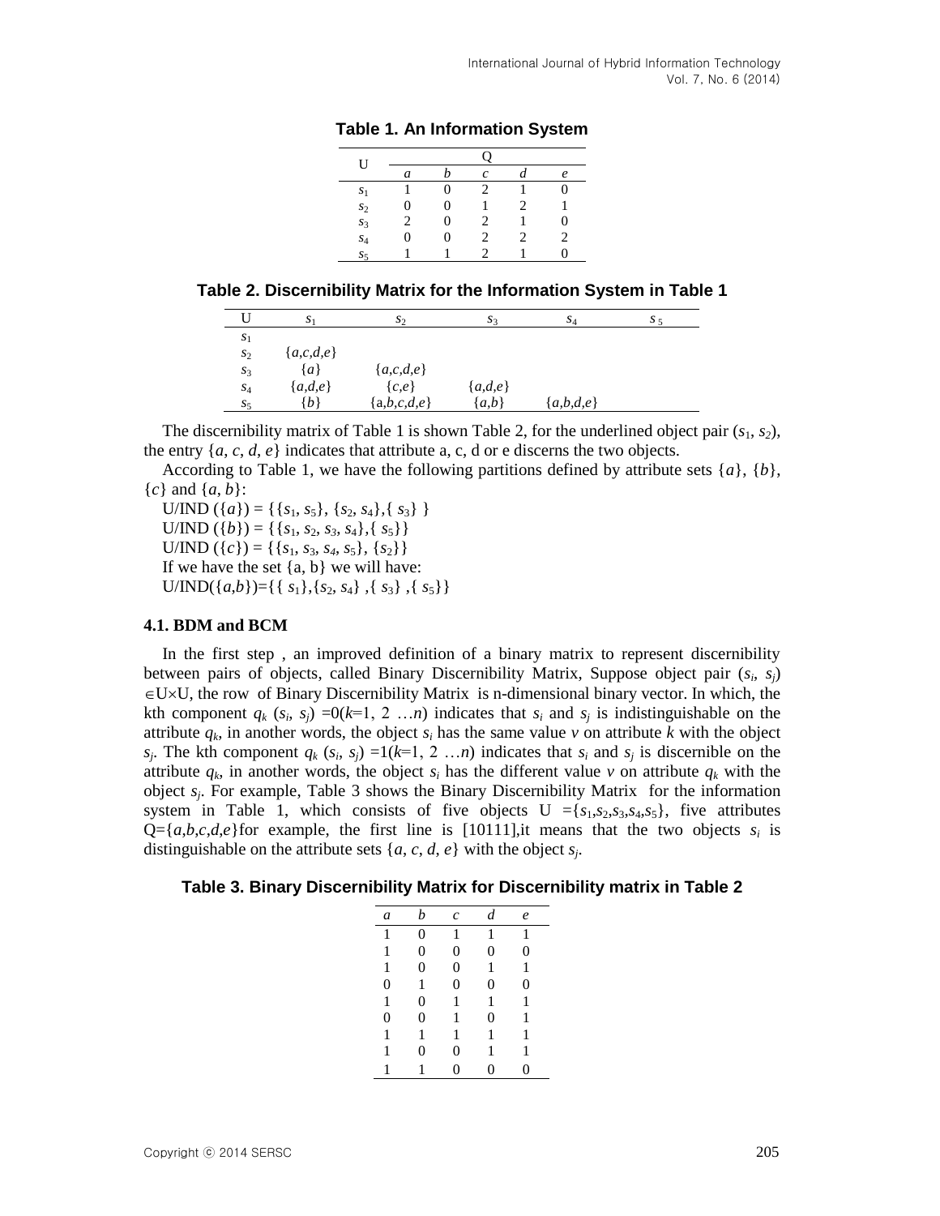**Table 1. An Information System**

| U | Q | | | | |
|---|---|---|---|---|---|
| | $a$ | $b$ | $c$ | $d$ | $e$ |
| $s_1$ | 1 | 0 | 2 | 1 | 0 |
| $s_2$ | 0 | 0 | 1 | 2 | 1 |
| $s_3$ | 2 | 0 | 2 | 1 | 0 |
| $s_4$ | 0 | 0 | 2 | 2 | 2 |
| $s_5$ | 1 | 1 | 2 | 1 | 0 |

**Table 2. Discernibility Matrix for the Information System in Table 1**

| U | $s_1$ | $s_2$ | $s_3$ | $s_4$ | $s_5$ |
|---|---|---|---|---|---|
| $s_1$ | | | | | |
| $s_2$ | {*a*,*c*,*d*,*e*} | | | | |
| $s_3$ | {*a*} | {*a*,*c*,*d*,*e*} | | | |
| $s_4$ | {*a*,*d*,*e*} | {*c*,*e*} | {*a*,*d*,*e*} | | |
| $s_5$ | {*b*} | {a,*b*,*c*,*d*,*e*} | {*a*,*b*} | {*a*,*b*,*d*,*e*} | |

The discernibility matrix of Table 1 is shown Table 2, for the underlined object pair ($s_1$, $s_2$), the entry {*a*, *c*, *d*, *e*} indicates that attribute a, c, d or e discerns the two objects.

According to Table 1, we have the following partitions defined by attribute sets {*a*}, {*b*}, {*c*} and {*a*, *b*}:

U/IND ({*a*}) = {{$s_1$, $s_5$}, {$s_2$, $s_4$},{ $s_3$} }

U/IND ({*b*}) = {{$s_1$, $s_2$, $s_3$, $s_4$},{ $s_5$}}

U/IND ({*c*}) = {{$s_1$, $s_3$, $s_4$, $s_5$}, {$s_2$}}

If we have the set {a, b} we will have:

U/IND({*a*,*b*})={{ $s_1$},{$s_2$, $s_4$} ,{ $s_3$} ,{ $s_5$}}

### 4.1. BDM and BCM

In the first step , an improved definition of a binary matrix to represent discernibility between pairs of objects, called Binary Discernibility Matrix, Suppose object pair ($s_i$, $s_j$) $\in U\times U$, the row of Binary Discernibility Matrix is n-dimensional binary vector. In which, the kth component $q_k$ ($s_i$, $s_j$) =0($k$=1, 2 …$n$) indicates that $s_i$ and $s_j$ is indistinguishable on the attribute $q_k$, in another words, the object $s_i$ has the same value *v* on attribute *k* with the object $s_j$. The kth component $q_k$ ($s_i$, $s_j$) =1($k$=1, 2 …$n$) indicates that $s_i$ and $s_j$ is discernible on the attribute $q_k$, in another words, the object $s_i$ has the different value *v* on attribute $q_k$ with the object $s_j$. For example, Table 3 shows the Binary Discernibility Matrix for the information system in Table 1, which consists of five objects U ={$s_1$,$s_2$,$s_3$,$s_4$,$s_5$}, five attributes Q={*a*,*b*,*c*,*d*,*e*}for example, the first line is [10111],it means that the two objects $s_i$ is distinguishable on the attribute sets {*a*, *c*, *d*, *e*} with the object $s_j$.

**Table 3. Binary Discernibility Matrix for Discernibility matrix in Table 2**

| $a$ | $b$ | $c$ | $d$ | $e$ |
|---|---|---|---|---|
| 1 | 0 | 1 | 1 | 1 |
| 1 | 0 | 0 | 0 | 0 |
| 1 | 0 | 0 | 1 | 1 |
| 0 | 1 | 0 | 0 | 0 |
| 1 | 0 | 1 | 1 | 1 |
| 0 | 0 | 1 | 0 | 1 |
| 1 | 1 | 1 | 1 | 1 |
| 1 | 0 | 0 | 1 | 1 |
| 1 | 1 | 0 | 0 | 0 |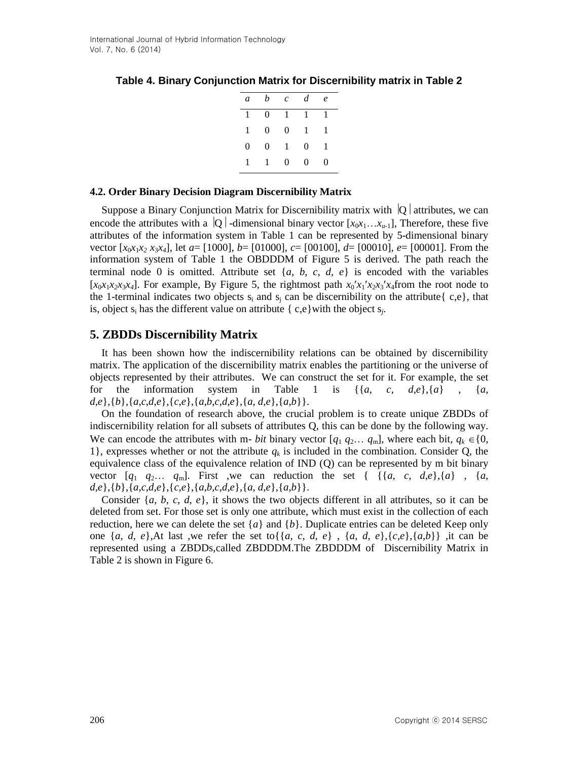**Table 4. Binary Conjunction Matrix for Discernibility matrix in Table 2**

| *a* | *b* | *c* | *d* | *e* |
|---|---|---|---|---|
| 1 | 0 | 1 | 1 | 1 |
| 1 | 0 | 0 | 1 | 1 |
| 0 | 0 | 1 | 0 | 1 |
| 1 | 1 | 0 | 0 | 0 |

### 4.2. Order Binary Decision Diagram Discernibility Matrix

Suppose a Binary Conjunction Matrix for Discernibility matrix with $|Q|$ attributes, we can encode the attributes with a $|Q|$-dimensional binary vector $[x_0x_1\ldots x_{u-1}]$, Therefore, these five attributes of the information system in Table 1 can be represented by 5-dimensional binary vector $[x_0x_1x_2\ x_3x_4]$, let $a$= [1000], $b$= [01000], $c$= [00100], $d$= [00010], $e$= [00001]. From the information system of Table 1 the OBDDDM of Figure 5 is derived. The path reach the terminal node 0 is omitted. Attribute set {$a$, $b$, $c$, $d$, $e$} is encoded with the variables $[x_0x_1x_2x_3x_4]$. For example, By Figure 5, the rightmost path $x_0'x_1'x_2x_3'x_4$from the root node to the 1-terminal indicates two objects $s_i$ and $s_j$ can be discernibility on the attribute{ c,e}, that is, object $s_i$ has the different value on attribute { c,e}with the object $s_j$.

## 5. ZBDDs Discernibility Matrix

It has been shown how the indiscernibility relations can be obtained by discernibility matrix. The application of the discernibility matrix enables the partitioning or the universe of objects represented by their attributes. We can construct the set for it. For example, the set for the information system in Table 1 is {{$a$, $c$, $d$,$e$},{$a$} , {$a$, $d$,$e$},{$b$},{$a$,$c$,$d$,$e$},{$c$,$e$},{$a$,$b$,$c$,$d$,$e$},{$a$, $d$,$e$},{$a$,$b$}}.

On the foundation of research above, the crucial problem is to create unique ZBDDs of indiscernibility relation for all subsets of attributes Q, this can be done by the following way. We can encode the attributes with m- *bit* binary vector $[q_1\ q_2\ldots\ q_m]$, where each bit, $q_k \in$ {0, 1}, expresses whether or not the attribute $q_k$ is included in the combination. Consider Q, the equivalence class of the equivalence relation of IND (Q) can be represented by m bit binary vector $[q_1\ q_2\ldots\ q_m]$. First ,we can reduction the set { {{$a$, $c$, $d$,$e$},{$a$} , {$a$, $d$,$e$},{$b$},{$a$,$c$,$d$,$e$},{$c$,$e$},{$a$,$b$,$c$,$d$,$e$},{$a$, $d$,$e$},{$a$,$b$}}.

Consider {$a$, $b$, $c$, $d$, $e$}, it shows the two objects different in all attributes, so it can be deleted from set. For those set is only one attribute, which must exist in the collection of each reduction, here we can delete the set {$a$} and {$b$}. Duplicate entries can be deleted Keep only one {$a$, $d$, $e$},At last ,we refer the set to{{$a$, $c$, $d$, $e$} , {$a$, $d$, $e$},{$c$,$e$},{$a$,$b$}} ,it can be represented using a ZBDDs,called ZBDDDM.The ZBDDDM of Discernibility Matrix in Table 2 is shown in Figure 6.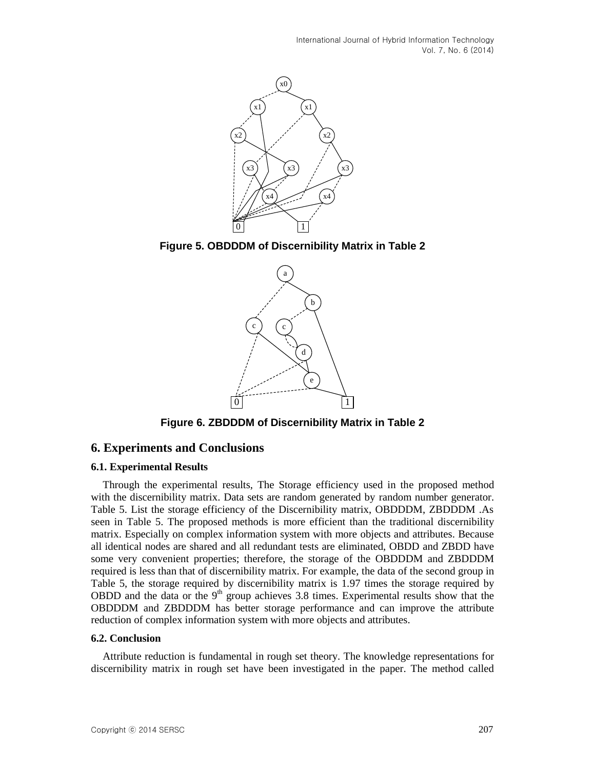Figure 5. OBDDDM of Discernibility Matrix in Table 2

Figure 6. ZBDDDM of Discernibility Matrix in Table 2

## 6. Experiments and Conclusions

### 6.1. Experimental Results

Through the experimental results, The Storage efficiency used in the proposed method with the discernibility matrix. Data sets are random generated by random number generator. Table 5. List the storage efficiency of the Discernibility matrix, OBDDDM, ZBDDDM .As seen in Table 5. The proposed methods is more efficient than the traditional discernibility matrix. Especially on complex information system with more objects and attributes. Because all identical nodes are shared and all redundant tests are eliminated, OBDD and ZBDD have some very convenient properties; therefore, the storage of the OBDDDM and ZBDDDM required is less than that of discernibility matrix. For example, the data of the second group in Table 5, the storage required by discernibility matrix is 1.97 times the storage required by OBDD and the data or the 9th group achieves 3.8 times. Experimental results show that the OBDDDM and ZBDDDM has better storage performance and can improve the attribute reduction of complex information system with more objects and attributes.

### 6.2. Conclusion

Attribute reduction is fundamental in rough set theory. The knowledge representations for discernibility matrix in rough set have been investigated in the paper. The method called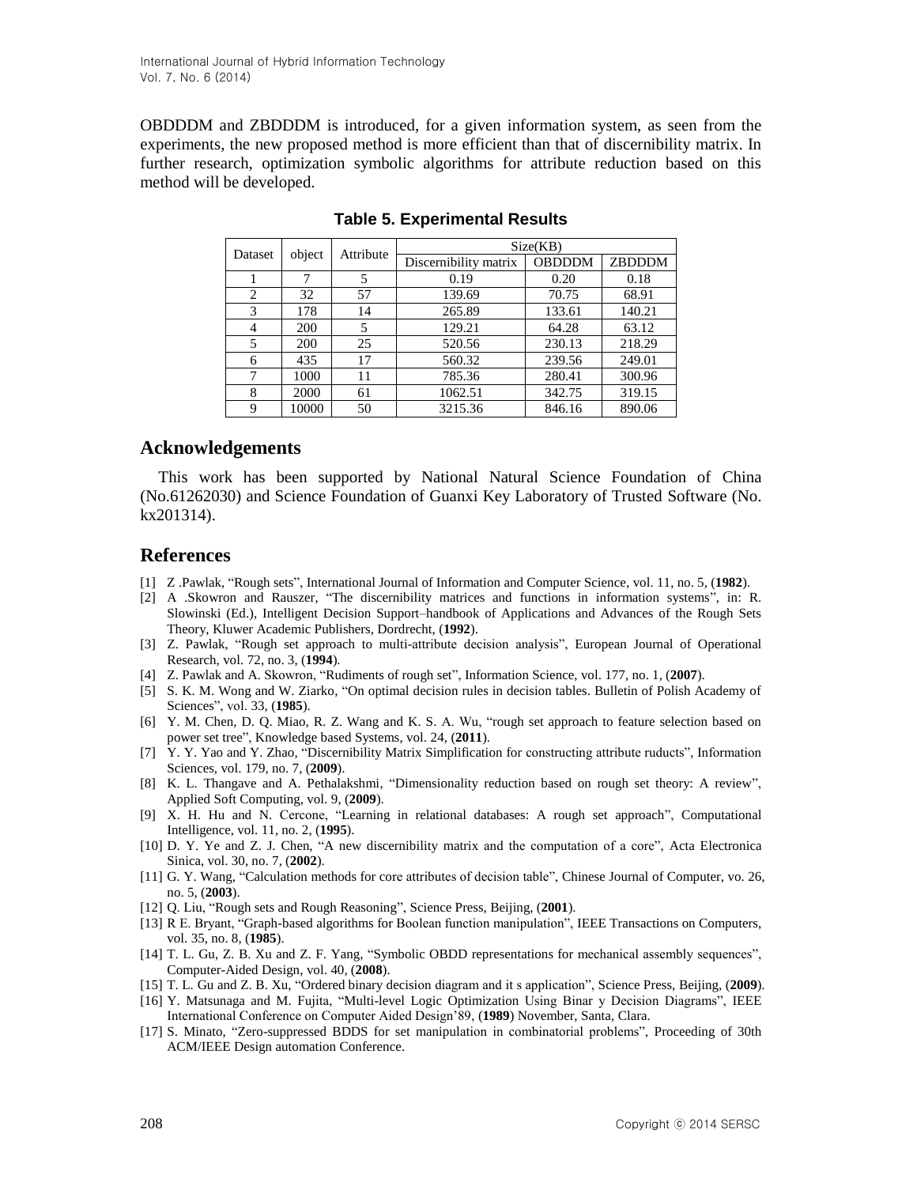OBDDDM and ZBDDDM is introduced, for a given information system, as seen from the experiments, the new proposed method is more efficient than that of discernibility matrix. In further research, optimization symbolic algorithms for attribute reduction based on this method will be developed.

**Table 5. Experimental Results**

| Dataset | object | Attribute | Size(KB) | | |
|---|---|---|---|---|---|
| | | | Discernibility matrix | OBDDDM | ZBDDDM |
| 1 | 7 | 5 | 0.19 | 0.20 | 0.18 |
| 2 | 32 | 57 | 139.69 | 70.75 | 68.91 |
| 3 | 178 | 14 | 265.89 | 133.61 | 140.21 |
| 4 | 200 | 5 | 129.21 | 64.28 | 63.12 |
| 5 | 200 | 25 | 520.56 | 230.13 | 218.29 |
| 6 | 435 | 17 | 560.32 | 239.56 | 249.01 |
| 7 | 1000 | 11 | 785.36 | 280.41 | 300.96 |
| 8 | 2000 | 61 | 1062.51 | 342.75 | 319.15 |
| 9 | 10000 | 50 | 3215.36 | 846.16 | 890.06 |

## Acknowledgements

This work has been supported by National Natural Science Foundation of China (No.61262030) and Science Foundation of Guanxi Key Laboratory of Trusted Software (No. kx201314).

## References

[1] Z .Pawlak, "Rough sets", International Journal of Information and Computer Science, vol. 11, no. 5, (**1982**).

[2] A .Skowron and Rauszer, "The discernibility matrices and functions in information systems", in: R. Slowinski (Ed.), Intelligent Decision Support–handbook of Applications and Advances of the Rough Sets Theory, Kluwer Academic Publishers, Dordrecht, (**1992**).

[3] Z. Pawlak, "Rough set approach to multi-attribute decision analysis", European Journal of Operational Research, vol. 72, no. 3, (**1994**).

[4] Z. Pawlak and A. Skowron, "Rudiments of rough set", Information Science, vol. 177, no. 1, (**2007**).

[5] S. K. M. Wong and W. Ziarko, "On optimal decision rules in decision tables. Bulletin of Polish Academy of Sciences", vol. 33, (**1985**).

[6] Y. M. Chen, D. Q. Miao, R. Z. Wang and K. S. A. Wu, "rough set approach to feature selection based on power set tree", Knowledge based Systems, vol. 24, (**2011**).

[7] Y. Y. Yao and Y. Zhao, "Discernibility Matrix Simplification for constructing attribute ruducts", Information Sciences, vol. 179, no. 7, (**2009**).

[8] K. L. Thangave and A. Pethalakshmi, "Dimensionality reduction based on rough set theory: A review", Applied Soft Computing, vol. 9, (**2009**).

[9] X. H. Hu and N. Cercone, "Learning in relational databases: A rough set approach", Computational Intelligence, vol. 11, no. 2, (**1995**).

[10] D. Y. Ye and Z. J. Chen, "A new discernibility matrix and the computation of a core", Acta Electronica Sinica, vol. 30, no. 7, (**2002**).

[11] G. Y. Wang, "Calculation methods for core attributes of decision table", Chinese Journal of Computer, vo. 26, no. 5, (**2003**).

[12] Q. Liu, "Rough sets and Rough Reasoning", Science Press, Beijing, (**2001**).

[13] R E. Bryant, "Graph-based algorithms for Boolean function manipulation", IEEE Transactions on Computers, vol. 35, no. 8, (**1985**).

[14] T. L. Gu, Z. B. Xu and Z. F. Yang, "Symbolic OBDD representations for mechanical assembly sequences", Computer-Aided Design, vol. 40, (**2008**).

[15] T. L. Gu and Z. B. Xu, "Ordered binary decision diagram and it s application", Science Press, Beijing, (**2009**).

[16] Y. Matsunaga and M. Fujita, "Multi-level Logic Optimization Using Binar y Decision Diagrams", IEEE International Conference on Computer Aided Design'89, (**1989**) November, Santa, Clara.

[17] S. Minato, "Zero-suppressed BDDS for set manipulation in combinatorial problems", Proceeding of 30th ACM/IEEE Design automation Conference.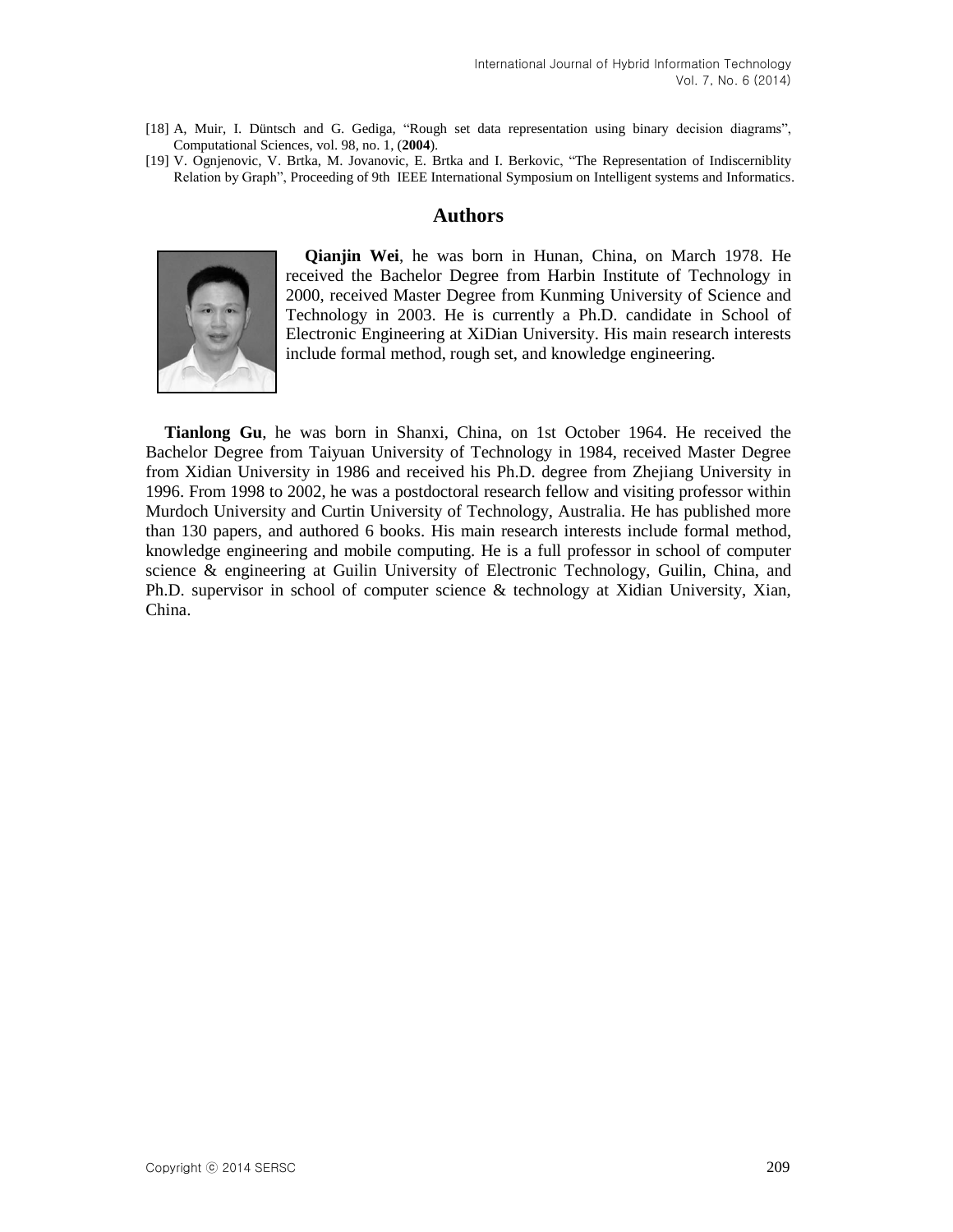[18] A, Muir, I. Düntsch and G. Gediga, "Rough set data representation using binary decision diagrams", Computational Sciences, vol. 98, no. 1, (**2004**).

[19] V. Ognjenovic, V. Brtka, M. Jovanovic, E. Brtka and I. Berkovic, "The Representation of Indiscerniblity Relation by Graph", Proceeding of 9th IEEE International Symposium on Intelligent systems and Informatics.

## Authors

**Qianjin Wei**, he was born in Hunan, China, on March 1978. He received the Bachelor Degree from Harbin Institute of Technology in 2000, received Master Degree from Kunming University of Science and Technology in 2003. He is currently a Ph.D. candidate in School of Electronic Engineering at XiDian University. His main research interests include formal method, rough set, and knowledge engineering.

**Tianlong Gu**, he was born in Shanxi, China, on 1st October 1964. He received the Bachelor Degree from Taiyuan University of Technology in 1984, received Master Degree from Xidian University in 1986 and received his Ph.D. degree from Zhejiang University in 1996. From 1998 to 2002, he was a postdoctoral research fellow and visiting professor within Murdoch University and Curtin University of Technology, Australia. He has published more than 130 papers, and authored 6 books. His main research interests include formal method, knowledge engineering and mobile computing. He is a full professor in school of computer science & engineering at Guilin University of Electronic Technology, Guilin, China, and Ph.D. supervisor in school of computer science & technology at Xidian University, Xian, China.